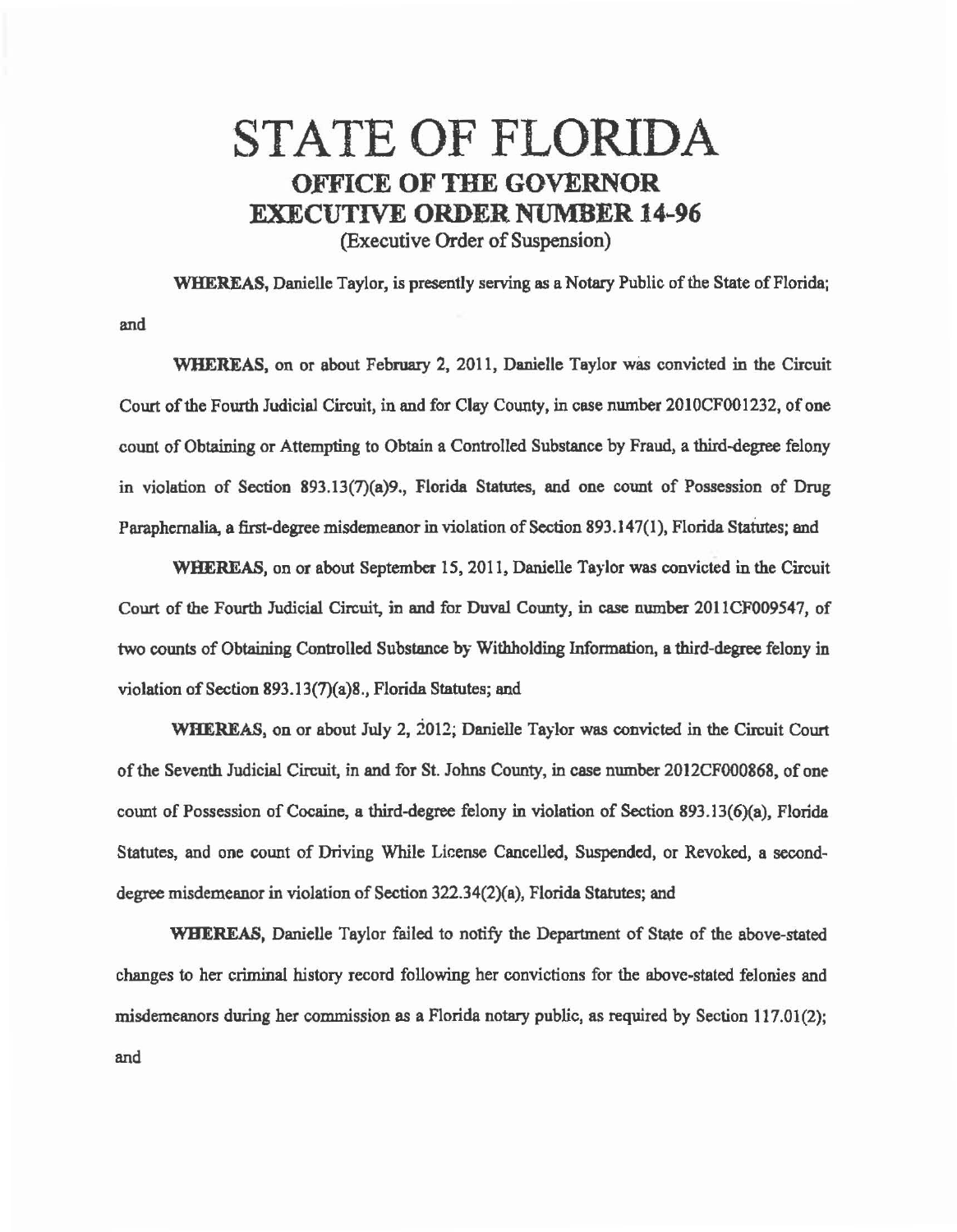# STATE OF FLORIDA

## OFFICE OF THE GOVERNOR

## EXECUTIVE ORDER NUMBER 14-96

(Executive Order of Suspension)

**WHEREAS,** Danielle Taylor, is presently serving as a Notary Public of the State of Florida; and

**WHEREAS,** on or about February 2, 2011, Danielle Taylor was convicted in the Circuit Court of the Fourth Judicial Circuit, in and for Clay County, in case number 2010CF001232, of one count of Obtaining or Attempting to Obtain a Controlled Substance by Fraud, a third-degree felony in violation of Section 893.13(7)(a)9., Florida Statutes, and one count of Possession of Drug Paraphernalia, a first-degree misdemeanor in violation of Section 893.147(1), Florida Statutes; and

**WHEREAS,** on or about September 15, 2011, Danielle Taylor was convicted in the Circuit Court of the Fourth Judicial Circuit, in and for Duval County, in case number 2011CF009547, of two counts of Obtaining Controlled Substance by Withholding Information, a third-degree felony in violation of Section 893.13(7)(a)8., Florida Statutes; and

**WHEREAS,** on or about July 2, 2012; Danielle Taylor was convicted in the Circuit Court of the Seventh Judicial Circuit, in and for St. Johns County, in case number 2012CF000868, of one count of Possession of Cocaine, a third-degree felony in violation of Section 893.13(6)(a), Florida Statutes, and one count of Driving While License Cancelled, Suspended, or Revoked, a second-degree misdemeanor in violation of Section 322.34(2)(a), Florida Statutes; and

**WHEREAS,** Danielle Taylor failed to notify the Department of State of the above-stated changes to her criminal history record following her convictions for the above-stated felonies and misdemeanors during her commission as a Florida notary public, as required by Section 117.01(2); and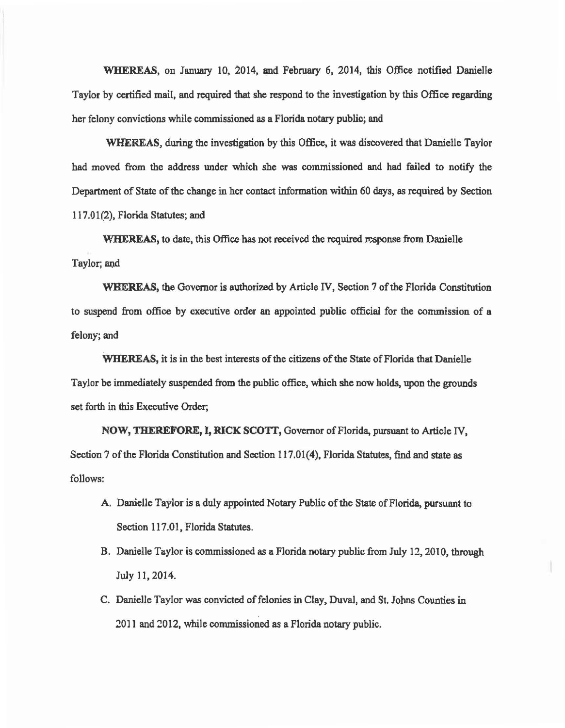**WHEREAS**, on January 10, 2014, and February 6, 2014, this Office notified Danielle Taylor by certified mail, and required that she respond to the investigation by this Office regarding her felony convictions while commissioned as a Florida notary public; and

**WHEREAS**, during the investigation by this Office, it was discovered that Danielle Taylor had moved from the address under which she was commissioned and had failed to notify the Department of State of the change in her contact information within 60 days, as required by Section 117.01(2), Florida Statutes; and

**WHEREAS**, to date, this Office has not received the required response from Danielle Taylor; and

**WHEREAS**, the Governor is authorized by Article IV, Section 7 of the Florida Constitution to suspend from office by executive order an appointed public official for the commission of a felony; and

**WHEREAS**, it is in the best interests of the citizens of the State of Florida that Danielle Taylor be immediately suspended from the public office, which she now holds, upon the grounds set forth in this Executive Order;

**NOW, THEREFORE, I, RICK SCOTT,** Governor of Florida, pursuant to Article IV, Section 7 of the Florida Constitution and Section 117.01(4), Florida Statutes, find and state as follows:

A. Danielle Taylor is a duly appointed Notary Public of the State of Florida, pursuant to Section 117.01, Florida Statutes.

B. Danielle Taylor is commissioned as a Florida notary public from July 12, 2010, through July 11, 2014.

C. Danielle Taylor was convicted of felonies in Clay, Duval, and St. Johns Counties in 2011 and 2012, while commissioned as a Florida notary public.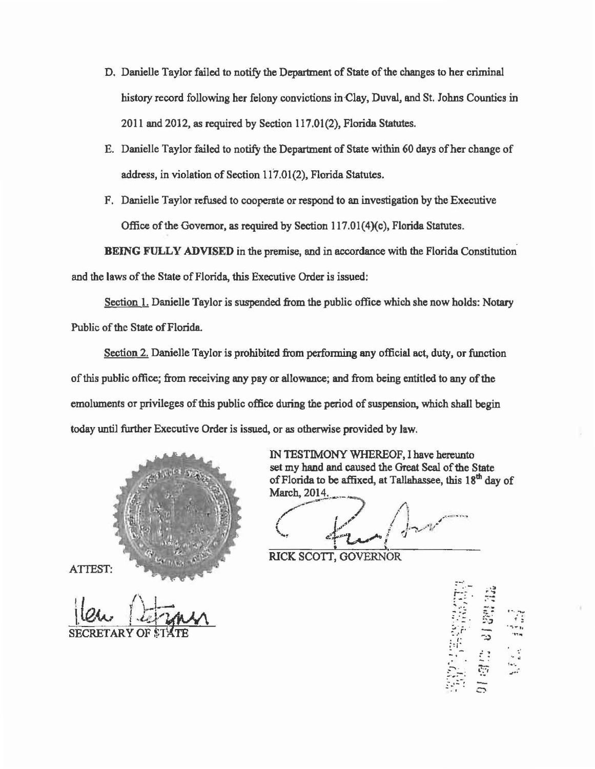D. Danielle Taylor failed to notify the Department of State of the changes to her criminal history record following her felony convictions in Clay, Duval, and St. Johns Counties in 2011 and 2012, as required by Section 117.01(2), Florida Statutes.

E. Danielle Taylor failed to notify the Department of State within 60 days of her change of address, in violation of Section 117.01(2), Florida Statutes.

F. Danielle Taylor refused to cooperate or respond to an investigation by the Executive Office of the Governor, as required by Section 117.01(4)(c), Florida Statutes.

**BEING FULLY ADVISED** in the premise, and in accordance with the Florida Constitution and the laws of the State of Florida, this Executive Order is issued:

Section 1. Danielle Taylor is suspended from the public office which she now holds: Notary Public of the State of Florida.

Section 2. Danielle Taylor is prohibited from performing any official act, duty, or function of this public office; from receiving any pay or allowance; and from being entitled to any of the emoluments or privileges of this public office during the period of suspension, which shall begin today until further Executive Order is issued, or as otherwise provided by law.

IN TESTIMONY WHEREOF, I have hereunto set my hand and caused the Great Seal of the State of Florida to be affixed, at Tallahassee, this 18th day of March, 2014.

RICK SCOTT, GOVERNOR

ATTEST:

SECRETARY OF STATE